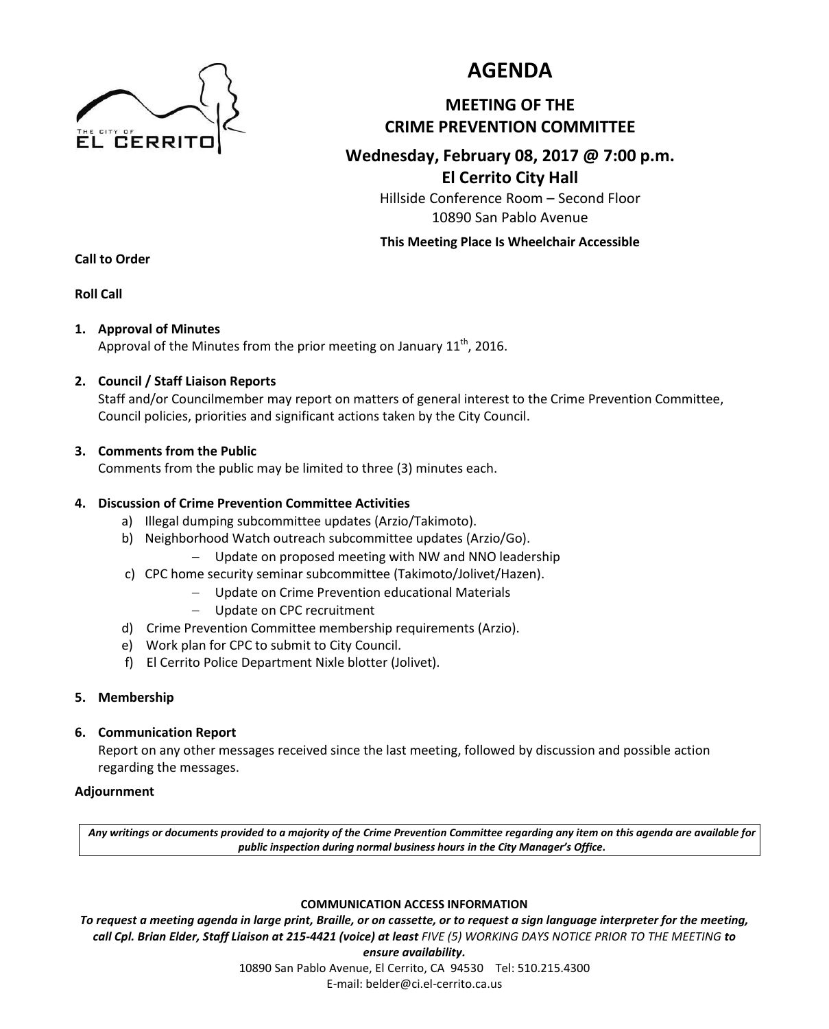# AGENDA

## MEETING OF THE CRIME PREVENTION COMMITTEE

### Wednesday, February 08, 2017 @ 7:00 p.m.

### El Cerrito City Hall

Hillside Conference Room – Second Floor
10890 San Pablo Avenue

**This Meeting Place Is Wheelchair Accessible**

**Call to Order**

**Roll Call**

1. **Approval of Minutes**
   Approval of the Minutes from the prior meeting on January 11th, 2016.

2. **Council / Staff Liaison Reports**
   Staff and/or Councilmember may report on matters of general interest to the Crime Prevention Committee, Council policies, priorities and significant actions taken by the City Council.

3. **Comments from the Public**
   Comments from the public may be limited to three (3) minutes each.

4. **Discussion of Crime Prevention Committee Activities**
   a) Illegal dumping subcommittee updates (Arzio/Takimoto).
   b) Neighborhood Watch outreach subcommittee updates (Arzio/Go).
      - Update on proposed meeting with NW and NNO leadership
   c) CPC home security seminar subcommittee (Takimoto/Jolivet/Hazen).
      - Update on Crime Prevention educational Materials
      - Update on CPC recruitment
   d) Crime Prevention Committee membership requirements (Arzio).
   e) Work plan for CPC to submit to City Council.
   f) El Cerrito Police Department Nixle blotter (Jolivet).

5. **Membership**

6. **Communication Report**
   Report on any other messages received since the last meeting, followed by discussion and possible action regarding the messages.

**Adjournment**

***Any writings or documents provided to a majority of the Crime Prevention Committee regarding any item on this agenda are available for public inspection during normal business hours in the City Manager's Office.***

**COMMUNICATION ACCESS INFORMATION**

***To request a meeting agenda in large print, Braille, or on cassette, or to request a sign language interpreter for the meeting, call Cpl. Brian Elder, Staff Liaison at 215-4421 (voice) at least*** *FIVE (5) WORKING DAYS NOTICE PRIOR TO THE MEETING* ***to ensure availability.***

10890 San Pablo Avenue, El Cerrito, CA 94530 Tel: 510.215.4300
E-mail: belder@ci.el-cerrito.ca.us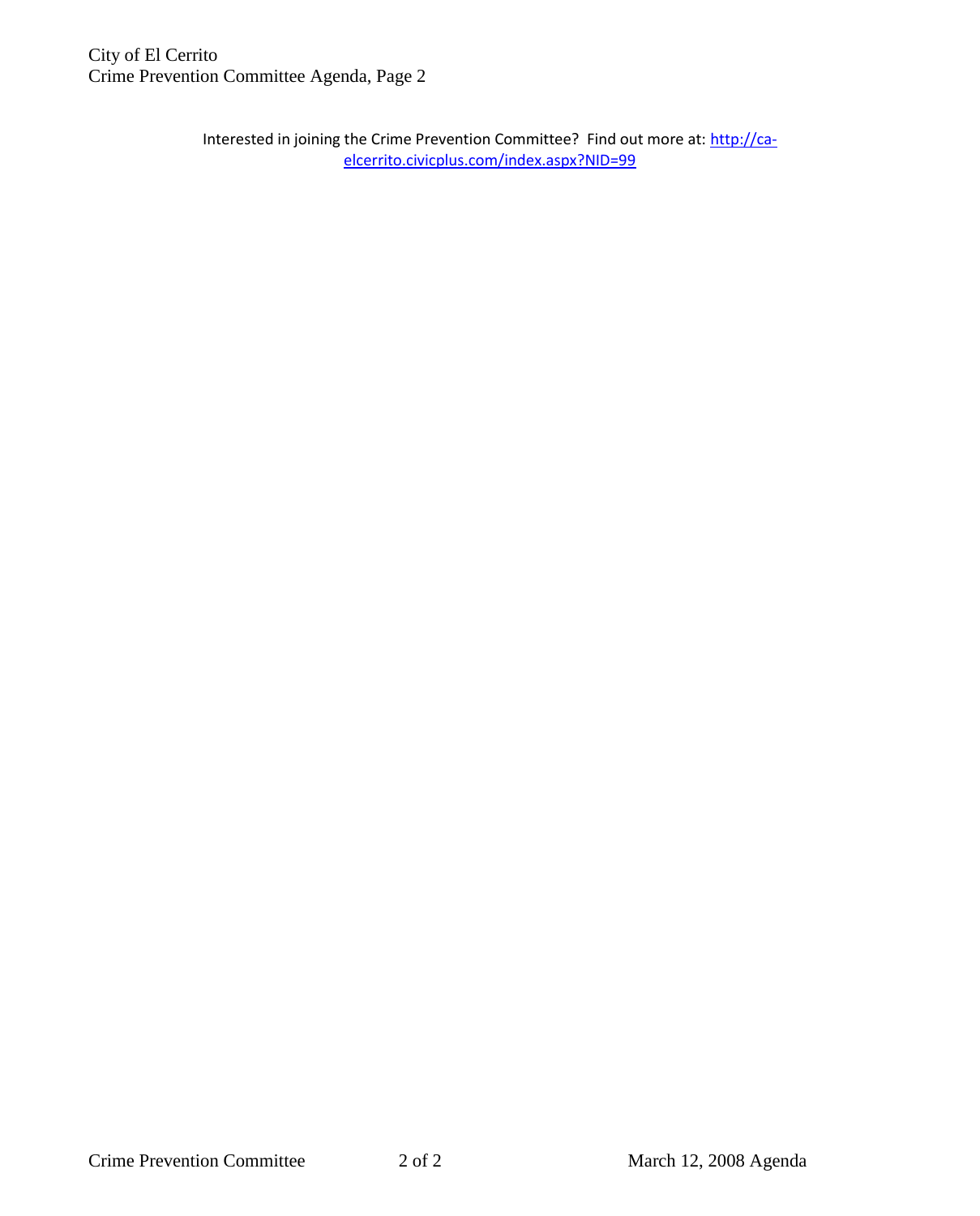Interested in joining the Crime Prevention Committee? Find out more at: [http://ca-elcerrito.civicplus.com/index.aspx?NID=99](http://ca-elcerrito.civicplus.com/index.aspx?NID=99)